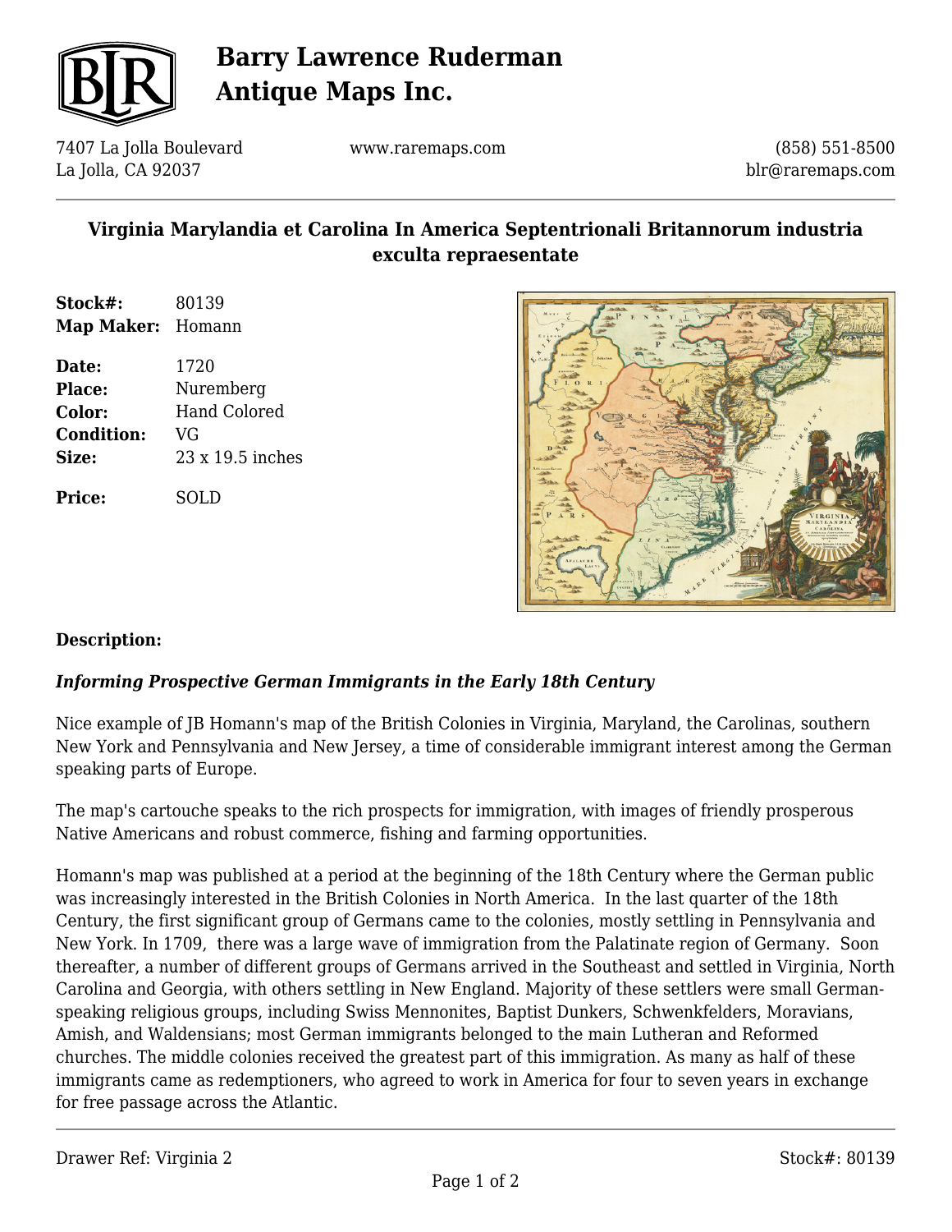# Barry Lawrence Ruderman Antique Maps Inc.

7407 La Jolla Boulevard
La Jolla, CA 92037

www.raremaps.com

(858) 551-8500
blr@raremaps.com

## Virginia Marylandia et Carolina In America Septentrionali Britannorum industria exculta repraesentate

**Stock#:** 80139
**Map Maker:** Homann

**Date:** 1720
**Place:** Nuremberg
**Color:** Hand Colored
**Condition:** VG
**Size:** 23 x 19.5 inches

**Price:** SOLD

### Description:

***Informing Prospective German Immigrants in the Early 18th Century***

Nice example of JB Homann's map of the British Colonies in Virginia, Maryland, the Carolinas, southern New York and Pennsylvania and New Jersey, a time of considerable immigrant interest among the German speaking parts of Europe.

The map's cartouche speaks to the rich prospects for immigration, with images of friendly prosperous Native Americans and robust commerce, fishing and farming opportunities.

Homann's map was published at a period at the beginning of the 18th Century where the German public was increasingly interested in the British Colonies in North America. In the last quarter of the 18th Century, the first significant group of Germans came to the colonies, mostly settling in Pennsylvania and New York. In 1709, there was a large wave of immigration from the Palatinate region of Germany. Soon thereafter, a number of different groups of Germans arrived in the Southeast and settled in Virginia, North Carolina and Georgia, with others settling in New England. Majority of these settlers were small German-speaking religious groups, including Swiss Mennonites, Baptist Dunkers, Schwenkfelders, Moravians, Amish, and Waldensians; most German immigrants belonged to the main Lutheran and Reformed churches. The middle colonies received the greatest part of this immigration. As many as half of these immigrants came as redemptioners, who agreed to work in America for four to seven years in exchange for free passage across the Atlantic.

Drawer Ref: Virginia 2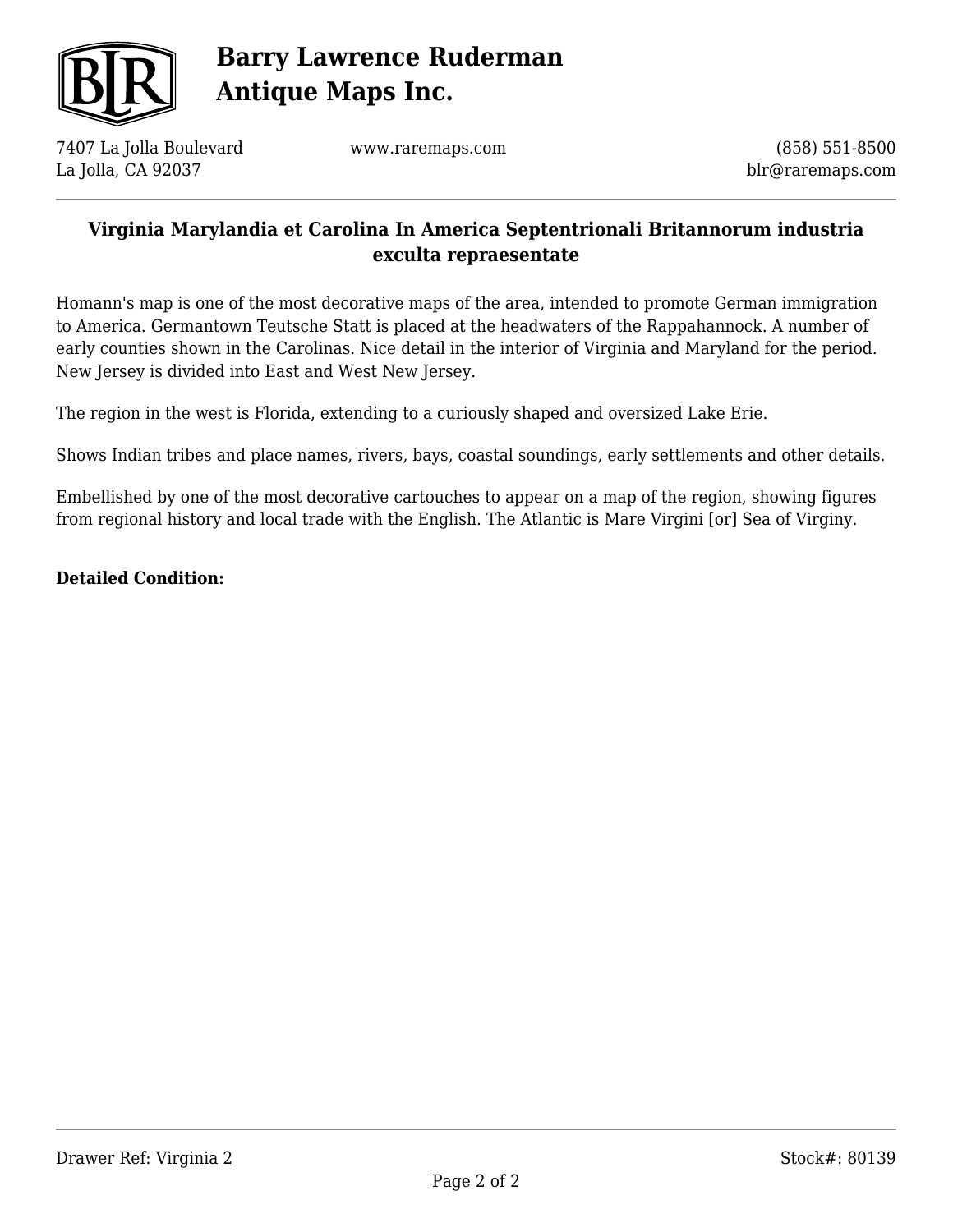**Virginia Marylandia et Carolina In America Septentrionali Britannorum industria exculta repraesentate**

Homann's map is one of the most decorative maps of the area, intended to promote German immigration to America. Germantown Teutsche Statt is placed at the headwaters of the Rappahannock. A number of early counties shown in the Carolinas. Nice detail in the interior of Virginia and Maryland for the period. New Jersey is divided into East and West New Jersey.

The region in the west is Florida, extending to a curiously shaped and oversized Lake Erie.

Shows Indian tribes and place names, rivers, bays, coastal soundings, early settlements and other details.

Embellished by one of the most decorative cartouches to appear on a map of the region, showing figures from regional history and local trade with the English. The Atlantic is Mare Virgini [or] Sea of Virginy.

**Detailed Condition:**

Drawer Ref: Virginia 2

Stock#: 80139